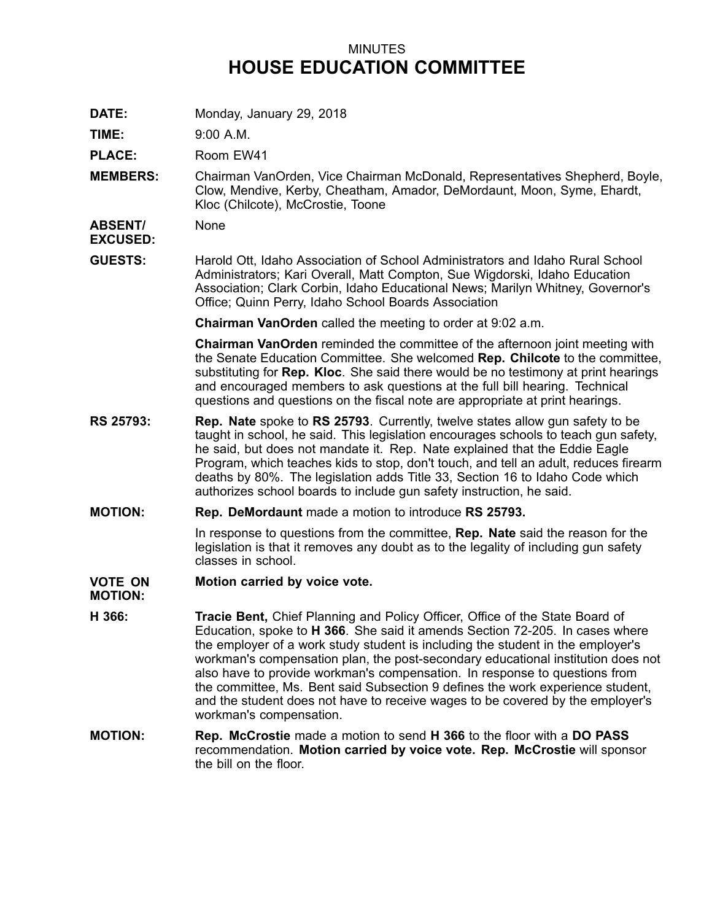MINUTES

# HOUSE EDUCATION COMMITTEE

**DATE:** Monday, January 29, 2018

**TIME:** 9:00 A.M.

**PLACE:** Room EW41

**MEMBERS:** Chairman VanOrden, Vice Chairman McDonald, Representatives Shepherd, Boyle, Clow, Mendive, Kerby, Cheatham, Amador, DeMordaunt, Moon, Syme, Ehardt, Kloc (Chilcote), McCrostie, Toone

**ABSENT/ EXCUSED:** None

**GUESTS:** Harold Ott, Idaho Association of School Administrators and Idaho Rural School Administrators; Kari Overall, Matt Compton, Sue Wigdorski, Idaho Education Association; Clark Corbin, Idaho Educational News; Marilyn Whitney, Governor's Office; Quinn Perry, Idaho School Boards Association

**Chairman VanOrden** called the meeting to order at 9:02 a.m.

**Chairman VanOrden** reminded the committee of the afternoon joint meeting with the Senate Education Committee. She welcomed **Rep. Chilcote** to the committee, substituting for **Rep. Kloc**. She said there would be no testimony at print hearings and encouraged members to ask questions at the full bill hearing. Technical questions and questions on the fiscal note are appropriate at print hearings.

**RS 25793:** **Rep. Nate** spoke to **RS 25793**. Currently, twelve states allow gun safety to be taught in school, he said. This legislation encourages schools to teach gun safety, he said, but does not mandate it. Rep. Nate explained that the Eddie Eagle Program, which teaches kids to stop, don't touch, and tell an adult, reduces firearm deaths by 80%. The legislation adds Title 33, Section 16 to Idaho Code which authorizes school boards to include gun safety instruction, he said.

**MOTION:** **Rep. DeMordaunt** made a motion to introduce **RS 25793.**

In response to questions from the committee, **Rep. Nate** said the reason for the legislation is that it removes any doubt as to the legality of including gun safety classes in school.

**VOTE ON MOTION:** **Motion carried by voice vote.**

**H 366:** **Tracie Bent,** Chief Planning and Policy Officer, Office of the State Board of Education, spoke to **H 366**. She said it amends Section 72-205. In cases where the employer of a work study student is including the student in the employer's workman's compensation plan, the post-secondary educational institution does not also have to provide workman's compensation. In response to questions from the committee, Ms. Bent said Subsection 9 defines the work experience student, and the student does not have to receive wages to be covered by the employer's workman's compensation.

**MOTION:** **Rep. McCrostie** made a motion to send **H 366** to the floor with a **DO PASS** recommendation. **Motion carried by voice vote. Rep. McCrostie** will sponsor the bill on the floor.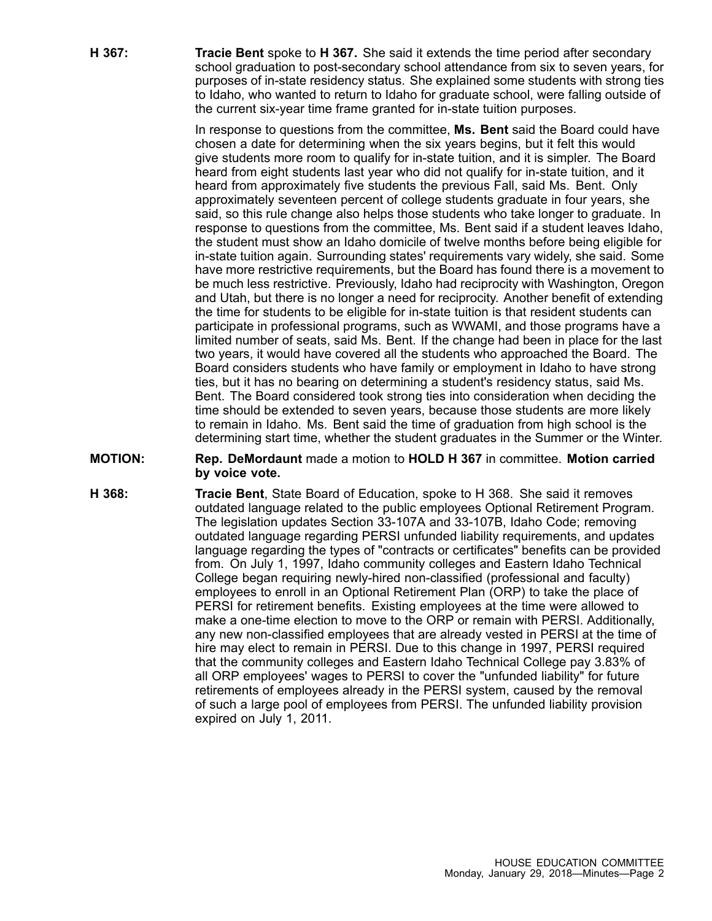**H 367:** **Tracie Bent** spoke to **H 367.** She said it extends the time period after secondary school graduation to post-secondary school attendance from six to seven years, for purposes of in-state residency status. She explained some students with strong ties to Idaho, who wanted to return to Idaho for graduate school, were falling outside of the current six-year time frame granted for in-state tuition purposes.

In response to questions from the committee, **Ms. Bent** said the Board could have chosen a date for determining when the six years begins, but it felt this would give students more room to qualify for in-state tuition, and it is simpler. The Board heard from eight students last year who did not qualify for in-state tuition, and it heard from approximately five students the previous Fall, said Ms. Bent. Only approximately seventeen percent of college students graduate in four years, she said, so this rule change also helps those students who take longer to graduate. In response to questions from the committee, Ms. Bent said if a student leaves Idaho, the student must show an Idaho domicile of twelve months before being eligible for in-state tuition again. Surrounding states' requirements vary widely, she said. Some have more restrictive requirements, but the Board has found there is a movement to be much less restrictive. Previously, Idaho had reciprocity with Washington, Oregon and Utah, but there is no longer a need for reciprocity. Another benefit of extending the time for students to be eligible for in-state tuition is that resident students can participate in professional programs, such as WWAMI, and those programs have a limited number of seats, said Ms. Bent. If the change had been in place for the last two years, it would have covered all the students who approached the Board. The Board considers students who have family or employment in Idaho to have strong ties, but it has no bearing on determining a student's residency status, said Ms. Bent. The Board considered took strong ties into consideration when deciding the time should be extended to seven years, because those students are more likely to remain in Idaho. Ms. Bent said the time of graduation from high school is the determining start time, whether the student graduates in the Summer or the Winter.

**MOTION:** **Rep. DeMordaunt** made a motion to **HOLD H 367** in committee. **Motion carried by voice vote.**

**H 368:** **Tracie Bent**, State Board of Education, spoke to H 368. She said it removes outdated language related to the public employees Optional Retirement Program. The legislation updates Section 33-107A and 33-107B, Idaho Code; removing outdated language regarding PERSI unfunded liability requirements, and updates language regarding the types of "contracts or certificates" benefits can be provided from. On July 1, 1997, Idaho community colleges and Eastern Idaho Technical College began requiring newly-hired non-classified (professional and faculty) employees to enroll in an Optional Retirement Plan (ORP) to take the place of PERSI for retirement benefits. Existing employees at the time were allowed to make a one-time election to move to the ORP or remain with PERSI. Additionally, any new non-classified employees that are already vested in PERSI at the time of hire may elect to remain in PERSI. Due to this change in 1997, PERSI required that the community colleges and Eastern Idaho Technical College pay 3.83% of all ORP employees' wages to PERSI to cover the "unfunded liability" for future retirements of employees already in the PERSI system, caused by the removal of such a large pool of employees from PERSI. The unfunded liability provision expired on July 1, 2011.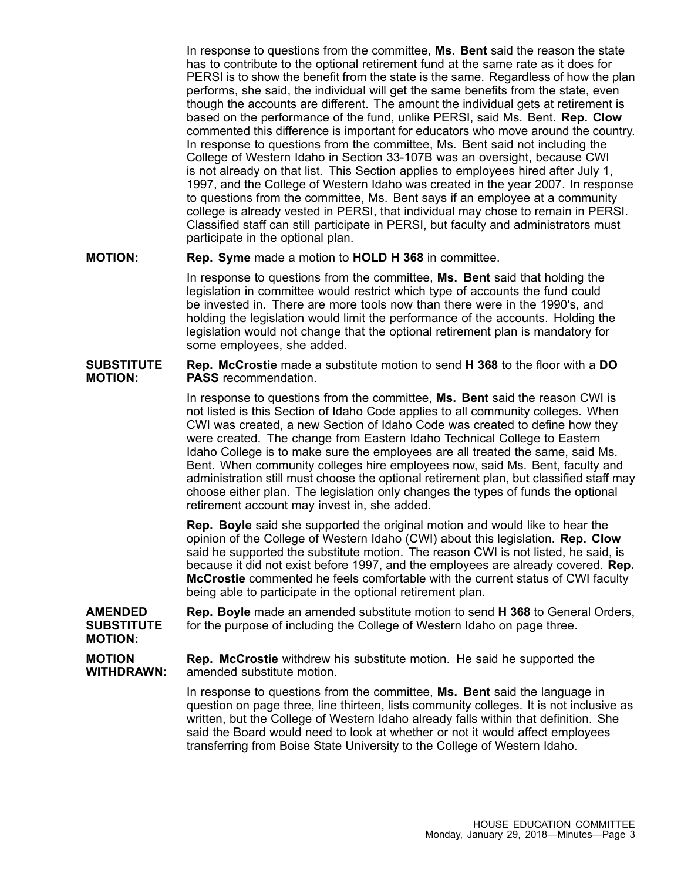In response to questions from the committee, **Ms. Bent** said the reason the state has to contribute to the optional retirement fund at the same rate as it does for PERSI is to show the benefit from the state is the same. Regardless of how the plan performs, she said, the individual will get the same benefits from the state, even though the accounts are different. The amount the individual gets at retirement is based on the performance of the fund, unlike PERSI, said Ms. Bent. **Rep. Clow** commented this difference is important for educators who move around the country. In response to questions from the committee, Ms. Bent said not including the College of Western Idaho in Section 33-107B was an oversight, because CWI is not already on that list. This Section applies to employees hired after July 1, 1997, and the College of Western Idaho was created in the year 2007. In response to questions from the committee, Ms. Bent says if an employee at a community college is already vested in PERSI, that individual may chose to remain in PERSI. Classified staff can still participate in PERSI, but faculty and administrators must participate in the optional plan.

**MOTION:** **Rep. Syme** made a motion to **HOLD H 368** in committee.

In response to questions from the committee, **Ms. Bent** said that holding the legislation in committee would restrict which type of accounts the fund could be invested in. There are more tools now than there were in the 1990's, and holding the legislation would limit the performance of the accounts. Holding the legislation would not change that the optional retirement plan is mandatory for some employees, she added.

**SUBSTITUTE MOTION:** **Rep. McCrostie** made a substitute motion to send **H 368** to the floor with a **DO PASS** recommendation.

In response to questions from the committee, **Ms. Bent** said the reason CWI is not listed is this Section of Idaho Code applies to all community colleges. When CWI was created, a new Section of Idaho Code was created to define how they were created. The change from Eastern Idaho Technical College to Eastern Idaho College is to make sure the employees are all treated the same, said Ms. Bent. When community colleges hire employees now, said Ms. Bent, faculty and administration still must choose the optional retirement plan, but classified staff may choose either plan. The legislation only changes the types of funds the optional retirement account may invest in, she added.

**Rep. Boyle** said she supported the original motion and would like to hear the opinion of the College of Western Idaho (CWI) about this legislation. **Rep. Clow** said he supported the substitute motion. The reason CWI is not listed, he said, is because it did not exist before 1997, and the employees are already covered. **Rep. McCrostie** commented he feels comfortable with the current status of CWI faculty being able to participate in the optional retirement plan.

**AMENDED SUBSTITUTE MOTION:** **Rep. Boyle** made an amended substitute motion to send **H 368** to General Orders, for the purpose of including the College of Western Idaho on page three.

**MOTION WITHDRAWN:** **Rep. McCrostie** withdrew his substitute motion. He said he supported the amended substitute motion.

In response to questions from the committee, **Ms. Bent** said the language in question on page three, line thirteen, lists community colleges. It is not inclusive as written, but the College of Western Idaho already falls within that definition. She said the Board would need to look at whether or not it would affect employees transferring from Boise State University to the College of Western Idaho.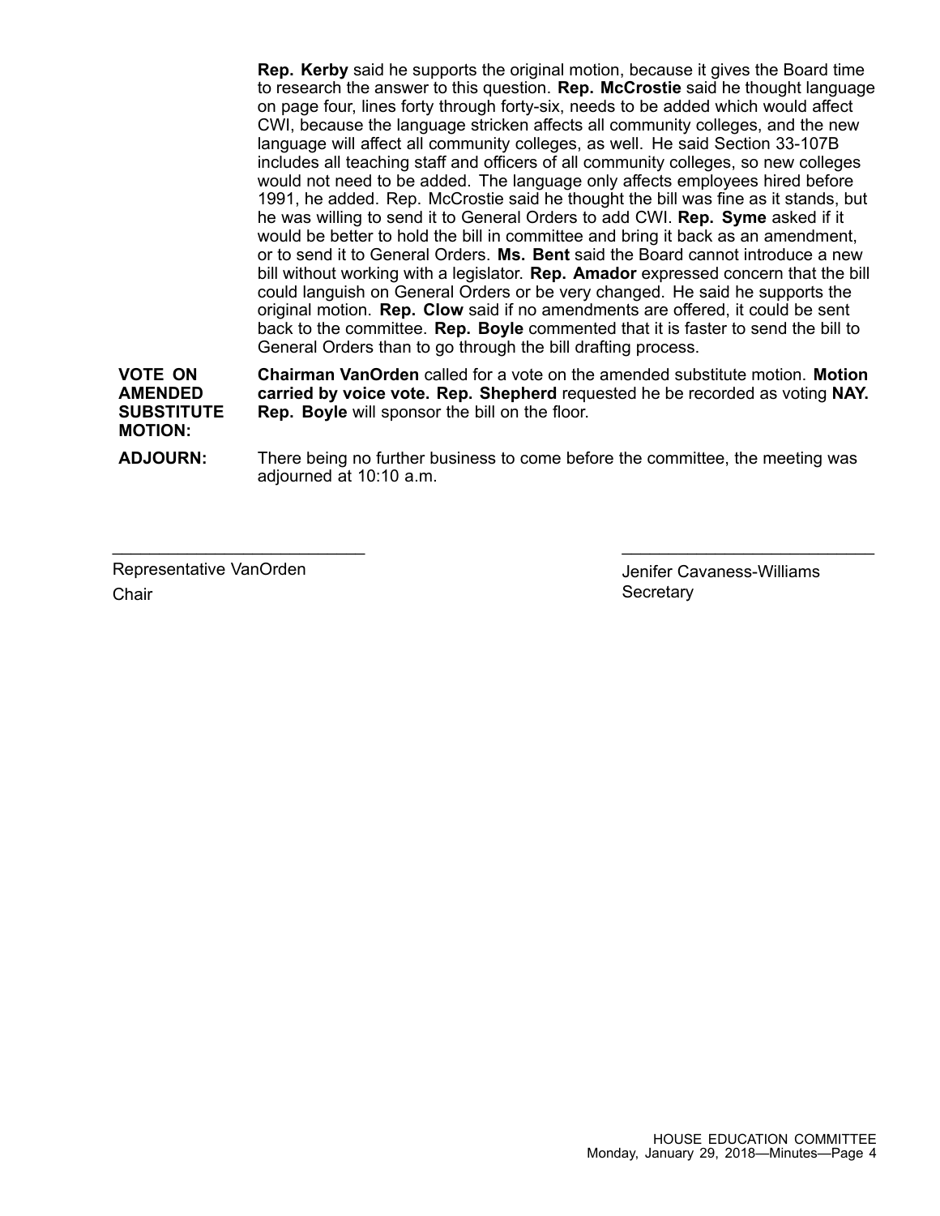**Rep. Kerby** said he supports the original motion, because it gives the Board time to research the answer to this question. **Rep. McCrostie** said he thought language on page four, lines forty through forty-six, needs to be added which would affect CWI, because the language stricken affects all community colleges, and the new language will affect all community colleges, as well. He said Section 33-107B includes all teaching staff and officers of all community colleges, so new colleges would not need to be added. The language only affects employees hired before 1991, he added. Rep. McCrostie said he thought the bill was fine as it stands, but he was willing to send it to General Orders to add CWI. **Rep. Syme** asked if it would be better to hold the bill in committee and bring it back as an amendment, or to send it to General Orders. **Ms. Bent** said the Board cannot introduce a new bill without working with a legislator. **Rep. Amador** expressed concern that the bill could languish on General Orders or be very changed. He said he supports the original motion. **Rep. Clow** said if no amendments are offered, it could be sent back to the committee. **Rep. Boyle** commented that it is faster to send the bill to General Orders than to go through the bill drafting process.

**VOTE ON AMENDED SUBSTITUTE MOTION:** **Chairman VanOrden** called for a vote on the amended substitute motion. **Motion carried by voice vote. Rep. Shepherd** requested he be recorded as voting **NAY. Rep. Boyle** will sponsor the bill on the floor.

**ADJOURN:** There being no further business to come before the committee, the meeting was adjourned at 10:10 a.m.

___________________________
Representative VanOrden
Chair

___________________________
Jenifer Cavaness-Williams
Secretary